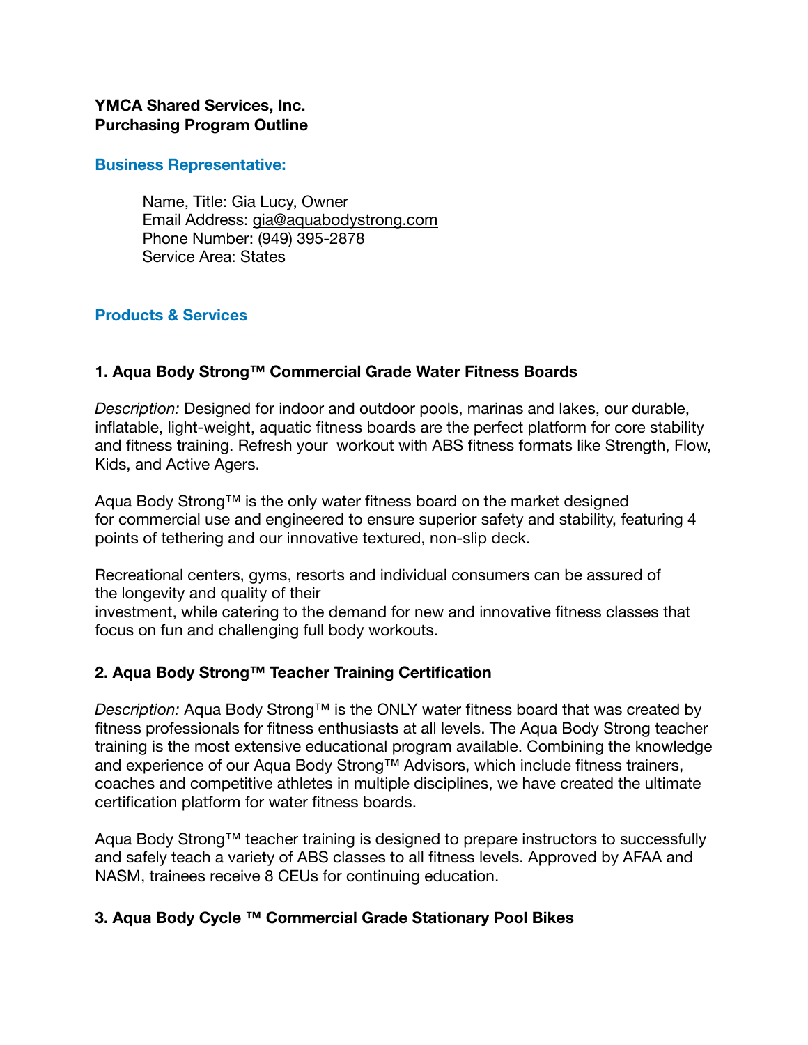**YMCA Shared Services, Inc.**
**Purchasing Program Outline**

## Business Representative:

Name, Title: Gia Lucy, Owner
Email Address: gia@aquabodystrong.com
Phone Number: (949) 395-2878
Service Area: States

## Products & Services

### 1. Aqua Body Strong™ Commercial Grade Water Fitness Boards

*Description:* Designed for indoor and outdoor pools, marinas and lakes, our durable, inflatable, light-weight, aquatic fitness boards are the perfect platform for core stability and fitness training. Refresh your workout with ABS fitness formats like Strength, Flow, Kids, and Active Agers.

Aqua Body Strong™ is the only water fitness board on the market designed for commercial use and engineered to ensure superior safety and stability, featuring 4 points of tethering and our innovative textured, non-slip deck.

Recreational centers, gyms, resorts and individual consumers can be assured of the longevity and quality of their investment, while catering to the demand for new and innovative fitness classes that focus on fun and challenging full body workouts.

### 2. Aqua Body Strong™ Teacher Training Certification

*Description:* Aqua Body Strong™ is the ONLY water fitness board that was created by fitness professionals for fitness enthusiasts at all levels. The Aqua Body Strong teacher training is the most extensive educational program available. Combining the knowledge and experience of our Aqua Body Strong™ Advisors, which include fitness trainers, coaches and competitive athletes in multiple disciplines, we have created the ultimate certification platform for water fitness boards.

Aqua Body Strong™ teacher training is designed to prepare instructors to successfully and safely teach a variety of ABS classes to all fitness levels. Approved by AFAA and NASM, trainees receive 8 CEUs for continuing education.

### 3. Aqua Body Cycle ™ Commercial Grade Stationary Pool Bikes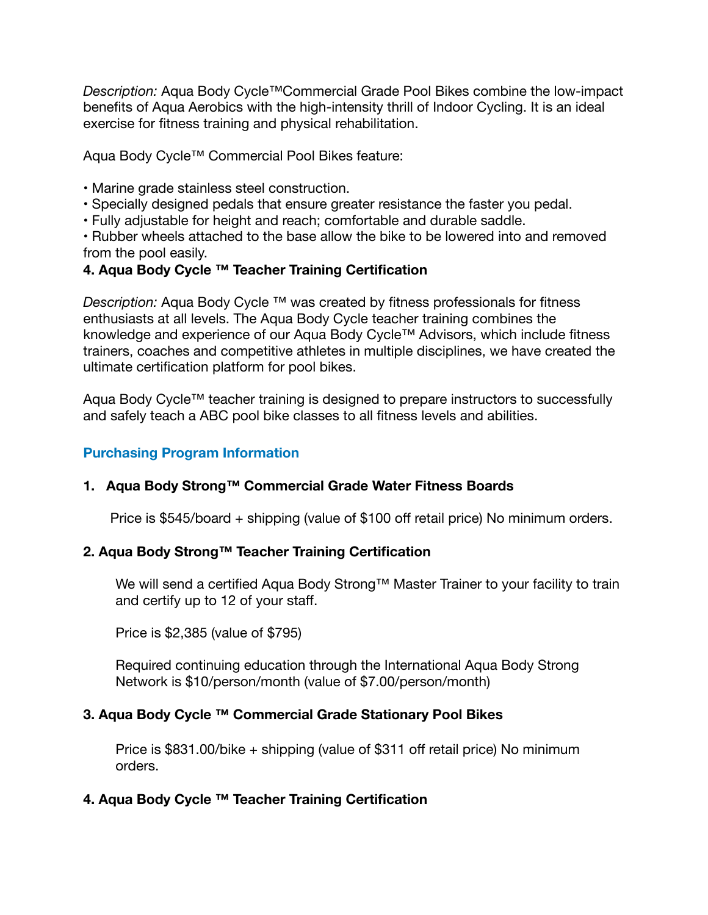*Description:* Aqua Body Cycle™Commercial Grade Pool Bikes combine the low-impact benefits of Aqua Aerobics with the high-intensity thrill of Indoor Cycling. It is an ideal exercise for fitness training and physical rehabilitation.

Aqua Body Cycle™ Commercial Pool Bikes feature:

- Marine grade stainless steel construction.
- Specially designed pedals that ensure greater resistance the faster you pedal.
- Fully adjustable for height and reach; comfortable and durable saddle.
- Rubber wheels attached to the base allow the bike to be lowered into and removed from the pool easily.

**4. Aqua Body Cycle ™ Teacher Training Certification**

*Description:* Aqua Body Cycle ™ was created by fitness professionals for fitness enthusiasts at all levels. The Aqua Body Cycle teacher training combines the knowledge and experience of our Aqua Body Cycle™ Advisors, which include fitness trainers, coaches and competitive athletes in multiple disciplines, we have created the ultimate certification platform for pool bikes.

Aqua Body Cycle™ teacher training is designed to prepare instructors to successfully and safely teach a ABC pool bike classes to all fitness levels and abilities.

## Purchasing Program Information

**1. Aqua Body Strong™ Commercial Grade Water Fitness Boards**

Price is $545/board + shipping (value of $100 off retail price) No minimum orders.

**2. Aqua Body Strong™ Teacher Training Certification**

We will send a certified Aqua Body Strong™ Master Trainer to your facility to train and certify up to 12 of your staff.

Price is $2,385 (value of $795)

Required continuing education through the International Aqua Body Strong Network is $10/person/month (value of $7.00/person/month)

**3. Aqua Body Cycle ™ Commercial Grade Stationary Pool Bikes**

Price is $831.00/bike + shipping (value of $311 off retail price) No minimum orders.

**4. Aqua Body Cycle ™ Teacher Training Certification**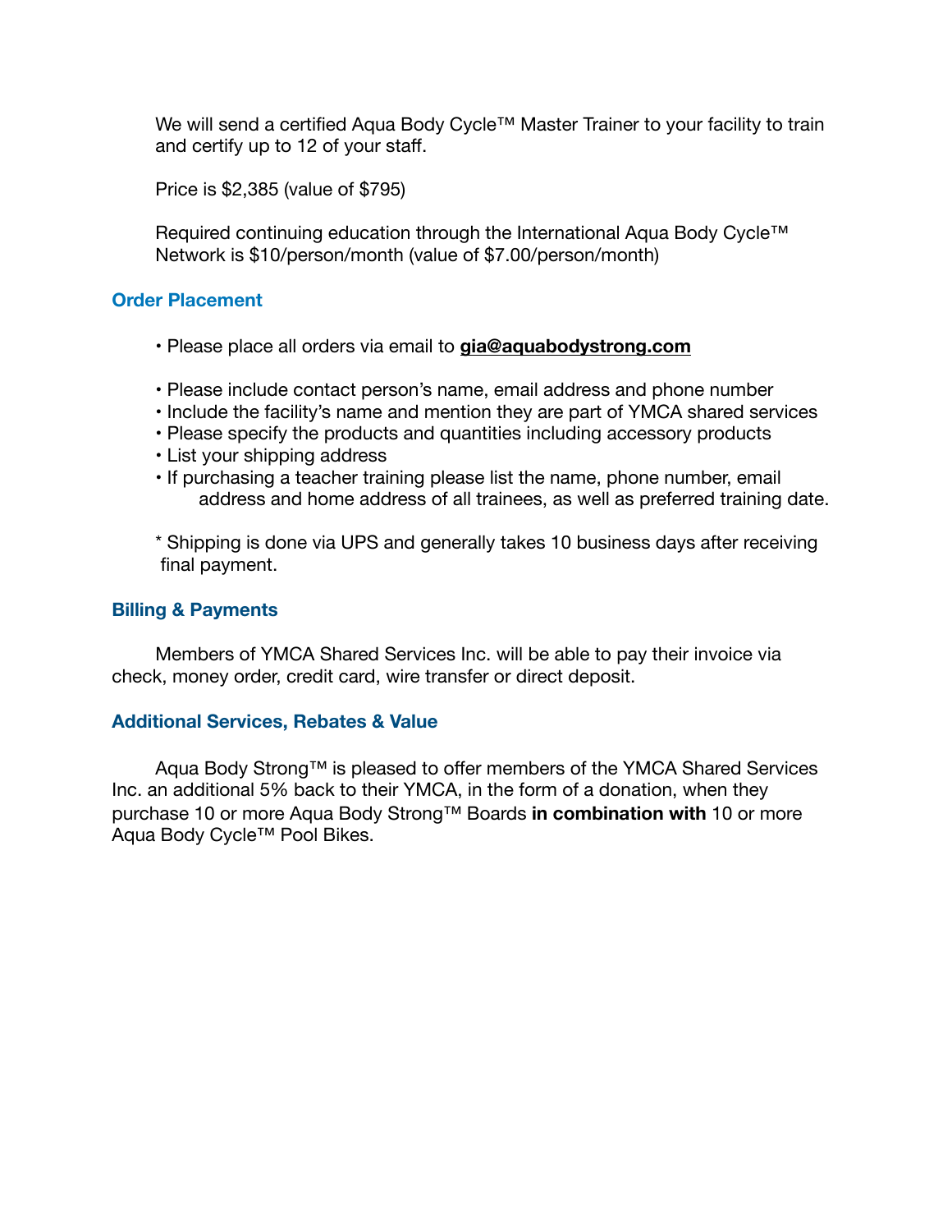We will send a certified Aqua Body Cycle™ Master Trainer to your facility to train and certify up to 12 of your staff.

Price is $2,385 (value of $795)

Required continuing education through the International Aqua Body Cycle™ Network is $10/person/month (value of $7.00/person/month)

## Order Placement

- Please place all orders via email to **gia@aquabodystrong.com**

- Please include contact person's name, email address and phone number
- Include the facility's name and mention they are part of YMCA shared services
- Please specify the products and quantities including accessory products
- List your shipping address
- If purchasing a teacher training please list the name, phone number, email address and home address of all trainees, as well as preferred training date.

* Shipping is done via UPS and generally takes 10 business days after receiving final payment.

## Billing & Payments

Members of YMCA Shared Services Inc. will be able to pay their invoice via check, money order, credit card, wire transfer or direct deposit.

## Additional Services, Rebates & Value

Aqua Body Strong™ is pleased to offer members of the YMCA Shared Services Inc. an additional 5% back to their YMCA, in the form of a donation, when they purchase 10 or more Aqua Body Strong™ Boards **in combination with** 10 or more Aqua Body Cycle™ Pool Bikes.